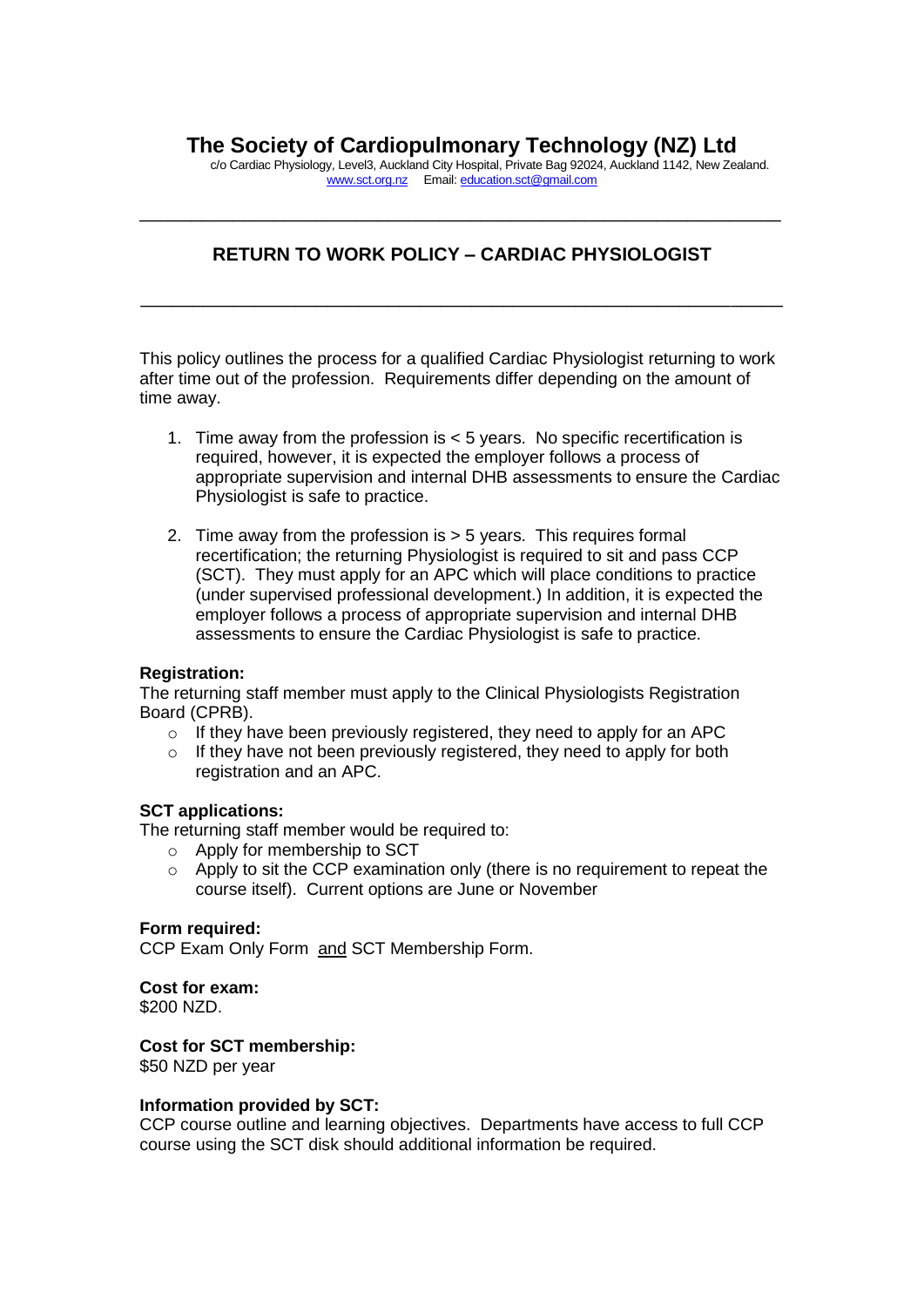# The Society of Cardiopulmonary Technology (NZ) Ltd

c/o Cardiac Physiology, Level3, Auckland City Hospital, Private Bag 92024, Auckland 1142, New Zealand.
www.sct.org.nz Email: education.sct@gmail.com

---

## RETURN TO WORK POLICY – CARDIAC PHYSIOLOGIST

---

This policy outlines the process for a qualified Cardiac Physiologist returning to work after time out of the profession. Requirements differ depending on the amount of time away.

1. Time away from the profession is < 5 years. No specific recertification is required, however, it is expected the employer follows a process of appropriate supervision and internal DHB assessments to ensure the Cardiac Physiologist is safe to practice.

2. Time away from the profession is > 5 years. This requires formal recertification; the returning Physiologist is required to sit and pass CCP (SCT). They must apply for an APC which will place conditions to practice (under supervised professional development.) In addition, it is expected the employer follows a process of appropriate supervision and internal DHB assessments to ensure the Cardiac Physiologist is safe to practice.

**Registration:**
The returning staff member must apply to the Clinical Physiologists Registration Board (CPRB).

- If they have been previously registered, they need to apply for an APC
- If they have not been previously registered, they need to apply for both registration and an APC.

**SCT applications:**
The returning staff member would be required to:

- Apply for membership to SCT
- Apply to sit the CCP examination only (there is no requirement to repeat the course itself). Current options are June or November

**Form required:**
CCP Exam Only Form <u>and</u> SCT Membership Form.

**Cost for exam:**
$200 NZD.

**Cost for SCT membership:**
$50 NZD per year

**Information provided by SCT:**
CCP course outline and learning objectives. Departments have access to full CCP course using the SCT disk should additional information be required.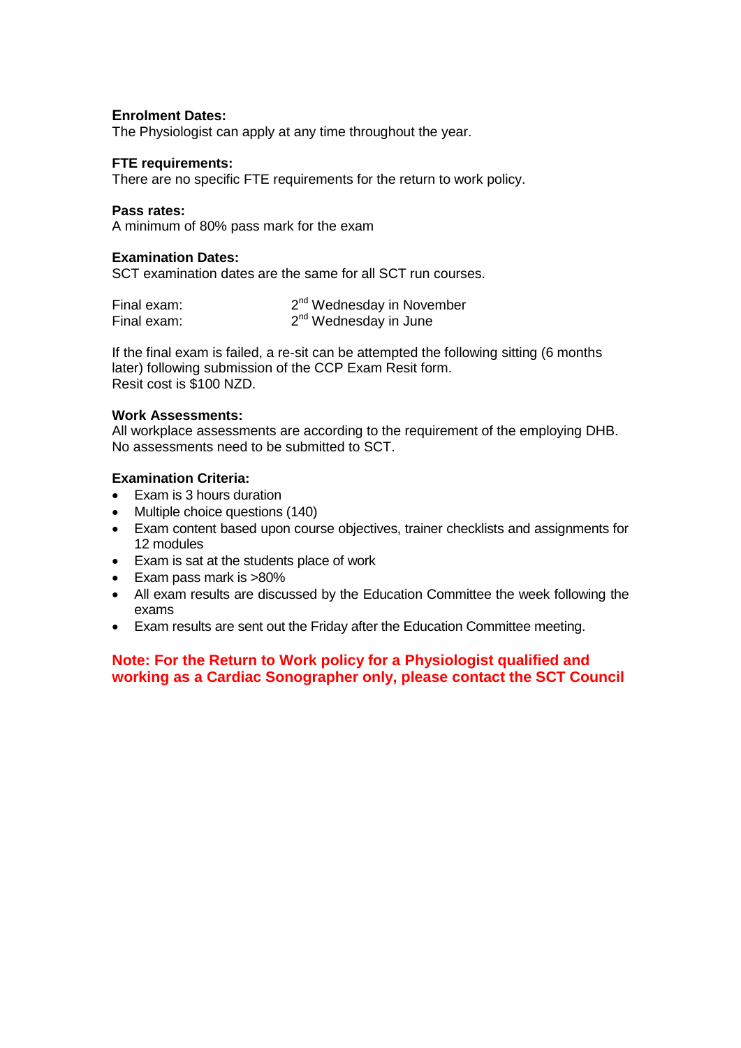**Enrolment Dates:**
The Physiologist can apply at any time throughout the year.

**FTE requirements:**
There are no specific FTE requirements for the return to work policy.

**Pass rates:**
A minimum of 80% pass mark for the exam

**Examination Dates:**
SCT examination dates are the same for all SCT run courses.

| | |
|---|---|
| Final exam: | 2nd Wednesday in November |
| Final exam: | 2nd Wednesday in June |

If the final exam is failed, a re-sit can be attempted the following sitting (6 months later) following submission of the CCP Exam Resit form.
Resit cost is $100 NZD.

**Work Assessments:**
All workplace assessments are according to the requirement of the employing DHB. No assessments need to be submitted to SCT.

**Examination Criteria:**

- Exam is 3 hours duration
- Multiple choice questions (140)
- Exam content based upon course objectives, trainer checklists and assignments for 12 modules
- Exam is sat at the students place of work
- Exam pass mark is >80%
- All exam results are discussed by the Education Committee the week following the exams
- Exam results are sent out the Friday after the Education Committee meeting.

**Note: For the Return to Work policy for a Physiologist qualified and working as a Cardiac Sonographer only, please contact the SCT Council**